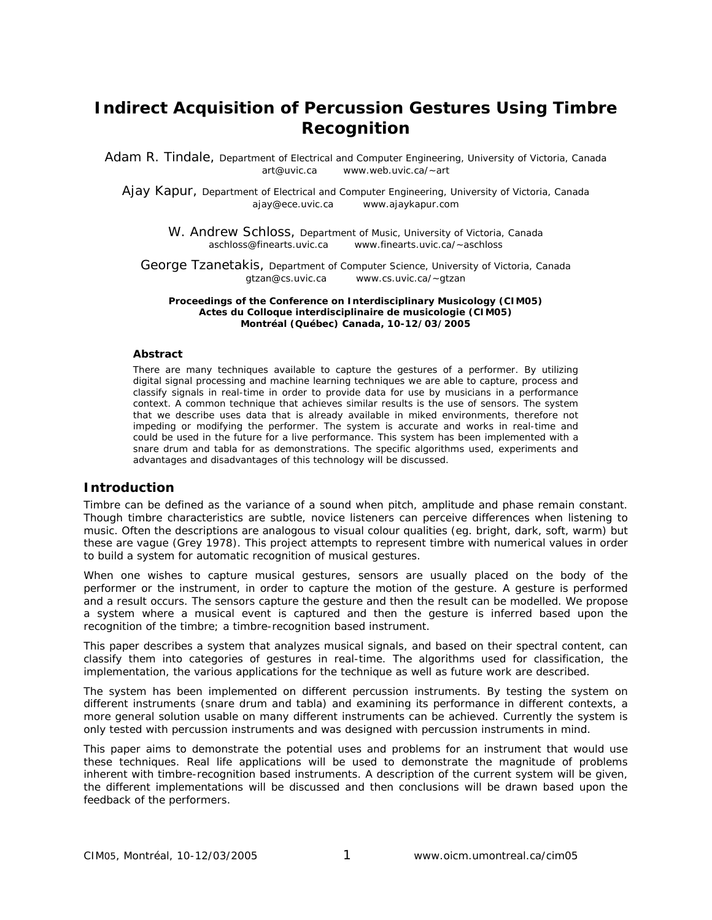# Indirect Acquisition of Percussion Gestures Using Timbre Recognition

Adam R. Tindale, Department of Electrical and Computer Engineering, University of Victoria, Canada
art@uvic.ca www.web.uvic.ca/~art

Ajay Kapur, Department of Electrical and Computer Engineering, University of Victoria, Canada
ajay@ece.uvic.ca www.ajaykapur.com

W. Andrew Schloss, Department of Music, University of Victoria, Canada
aschloss@finearts.uvic.ca www.finearts.uvic.ca/~aschloss

George Tzanetakis, Department of Computer Science, University of Victoria, Canada
gtzan@cs.uvic.ca www.cs.uvic.ca/~gtzan

**Proceedings of the Conference on Interdisciplinary Musicology (CIM05)**
**Actes du Colloque interdisciplinaire de musicologie (CIM05)**
**Montréal (Québec) Canada, 10-12/03/2005**

### Abstract

There are many techniques available to capture the gestures of a performer. By utilizing digital signal processing and machine learning techniques we are able to capture, process and classify signals in real-time in order to provide data for use by musicians in a performance context. A common technique that achieves similar results is the use of sensors. The system that we describe uses data that is already available in miked environments, therefore not impeding or modifying the performer. The system is accurate and works in real-time and could be used in the future for a live performance. This system has been implemented with a snare drum and tabla for as demonstrations. The specific algorithms used, experiments and advantages and disadvantages of this technology will be discussed.

## Introduction

Timbre can be defined as the variance of a sound when pitch, amplitude and phase remain constant. Though timbre characteristics are subtle, novice listeners can perceive differences when listening to music. Often the descriptions are analogous to visual colour qualities (eg. bright, dark, soft, warm) but these are vague (Grey 1978). This project attempts to represent timbre with numerical values in order to build a system for automatic recognition of musical gestures.

When one wishes to capture musical gestures, sensors are usually placed on the body of the performer or the instrument, in order to capture the motion of the gesture. A gesture is performed and a result occurs. The sensors capture the gesture and then the result can be modelled. We propose a system where a musical event is captured and then the gesture is inferred based upon the recognition of the timbre; a timbre-recognition based instrument.

This paper describes a system that analyzes musical signals, and based on their spectral content, can classify them into categories of gestures in real-time. The algorithms used for classification, the implementation, the various applications for the technique as well as future work are described.

The system has been implemented on different percussion instruments. By testing the system on different instruments (snare drum and tabla) and examining its performance in different contexts, a more general solution usable on many different instruments can be achieved. Currently the system is only tested with percussion instruments and was designed with percussion instruments in mind.

This paper aims to demonstrate the potential uses and problems for an instrument that would use these techniques. Real life applications will be used to demonstrate the magnitude of problems inherent with timbre-recognition based instruments. A description of the current system will be given, the different implementations will be discussed and then conclusions will be drawn based upon the feedback of the performers.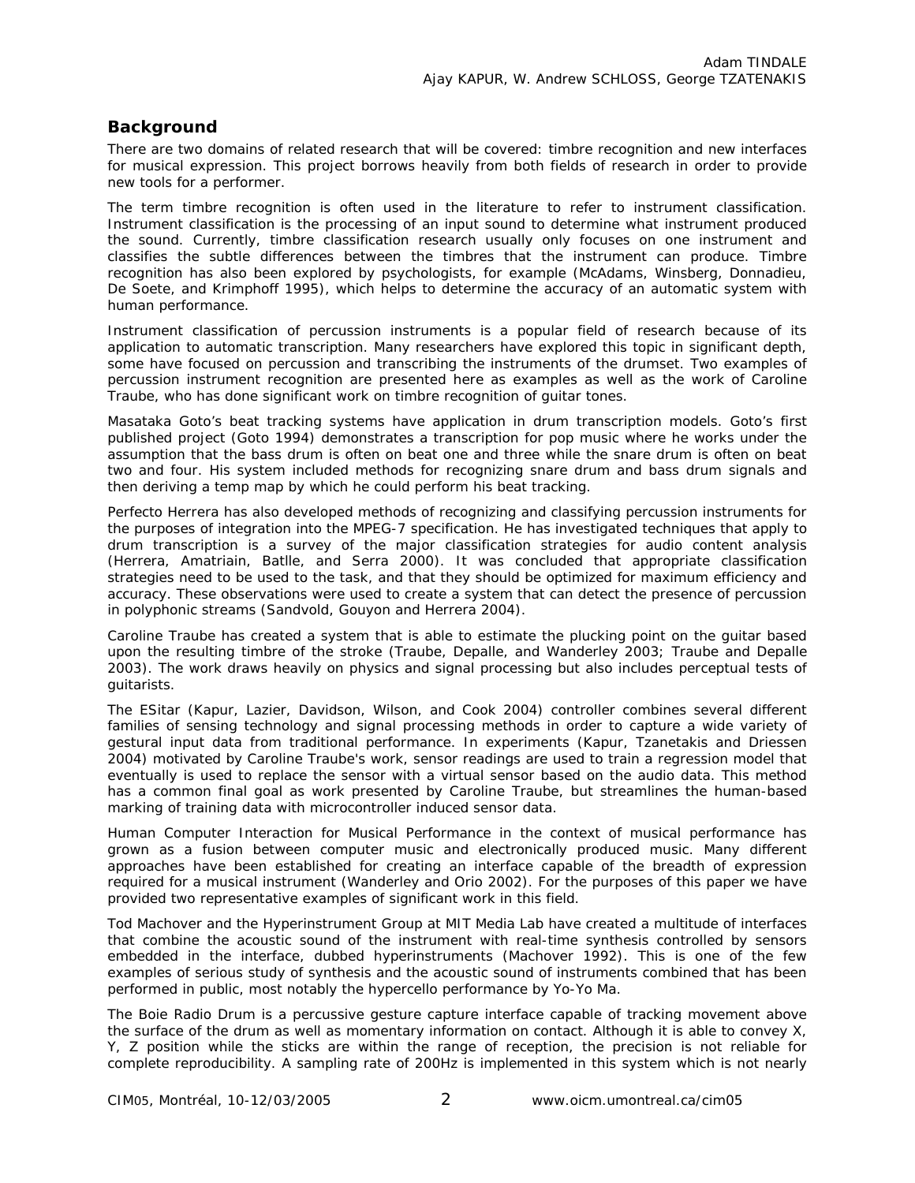## Background

There are two domains of related research that will be covered: timbre recognition and new interfaces for musical expression. This project borrows heavily from both fields of research in order to provide new tools for a performer.

The term timbre recognition is often used in the literature to refer to instrument classification. Instrument classification is the processing of an input sound to determine what instrument produced the sound. Currently, timbre classification research usually only focuses on one instrument and classifies the subtle differences between the timbres that the instrument can produce. Timbre recognition has also been explored by psychologists, for example (McAdams, Winsberg, Donnadieu, De Soete, and Krimphoff 1995), which helps to determine the accuracy of an automatic system with human performance.

Instrument classification of percussion instruments is a popular field of research because of its application to automatic transcription. Many researchers have explored this topic in significant depth, some have focused on percussion and transcribing the instruments of the drumset. Two examples of percussion instrument recognition are presented here as examples as well as the work of Caroline Traube, who has done significant work on timbre recognition of guitar tones.

Masataka Goto's beat tracking systems have application in drum transcription models. Goto's first published project (Goto 1994) demonstrates a transcription for pop music where he works under the assumption that the bass drum is often on beat one and three while the snare drum is often on beat two and four. His system included methods for recognizing snare drum and bass drum signals and then deriving a temp map by which he could perform his beat tracking.

Perfecto Herrera has also developed methods of recognizing and classifying percussion instruments for the purposes of integration into the MPEG-7 specification. He has investigated techniques that apply to drum transcription is a survey of the major classification strategies for audio content analysis (Herrera, Amatriain, Batlle, and Serra 2000). It was concluded that appropriate classification strategies need to be used to the task, and that they should be optimized for maximum efficiency and accuracy. These observations were used to create a system that can detect the presence of percussion in polyphonic streams (Sandvold, Gouyon and Herrera 2004).

Caroline Traube has created a system that is able to estimate the plucking point on the guitar based upon the resulting timbre of the stroke (Traube, Depalle, and Wanderley 2003; Traube and Depalle 2003). The work draws heavily on physics and signal processing but also includes perceptual tests of guitarists.

The ESitar (Kapur, Lazier, Davidson, Wilson, and Cook 2004) controller combines several different families of sensing technology and signal processing methods in order to capture a wide variety of gestural input data from traditional performance. In experiments (Kapur, Tzanetakis and Driessen 2004) motivated by Caroline Traube's work, sensor readings are used to train a regression model that eventually is used to replace the sensor with a virtual sensor based on the audio data. This method has a common final goal as work presented by Caroline Traube, but streamlines the human-based marking of training data with microcontroller induced sensor data.

Human Computer Interaction for Musical Performance in the context of musical performance has grown as a fusion between computer music and electronically produced music. Many different approaches have been established for creating an interface capable of the breadth of expression required for a musical instrument (Wanderley and Orio 2002). For the purposes of this paper we have provided two representative examples of significant work in this field.

Tod Machover and the Hyperinstrument Group at MIT Media Lab have created a multitude of interfaces that combine the acoustic sound of the instrument with real-time synthesis controlled by sensors embedded in the interface, dubbed hyperinstruments (Machover 1992). This is one of the few examples of serious study of synthesis and the acoustic sound of instruments combined that has been performed in public, most notably the hypercello performance by Yo-Yo Ma.

The Boie Radio Drum is a percussive gesture capture interface capable of tracking movement above the surface of the drum as well as momentary information on contact. Although it is able to convey X, Y, Z position while the sticks are within the range of reception, the precision is not reliable for complete reproducibility. A sampling rate of 200Hz is implemented in this system which is not nearly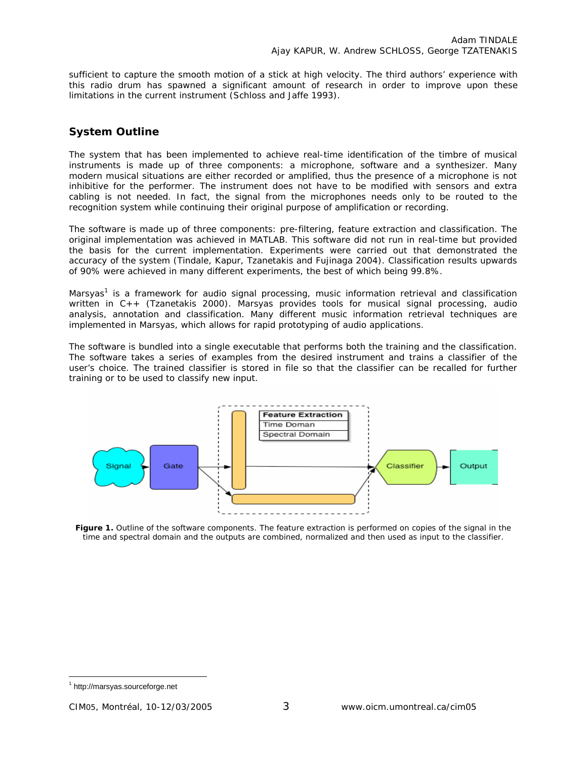sufficient to capture the smooth motion of a stick at high velocity. The third authors' experience with this radio drum has spawned a significant amount of research in order to improve upon these limitations in the current instrument (Schloss and Jaffe 1993).

## System Outline

The system that has been implemented to achieve real-time identification of the timbre of musical instruments is made up of three components: a microphone, software and a synthesizer. Many modern musical situations are either recorded or amplified, thus the presence of a microphone is not inhibitive for the performer. The instrument does not have to be modified with sensors and extra cabling is not needed. In fact, the signal from the microphones needs only to be routed to the recognition system while continuing their original purpose of amplification or recording.

The software is made up of three components: pre-filtering, feature extraction and classification. The original implementation was achieved in MATLAB. This software did not run in real-time but provided the basis for the current implementation. Experiments were carried out that demonstrated the accuracy of the system (Tindale, Kapur, Tzanetakis and Fujinaga 2004). Classification results upwards of 90% were achieved in many different experiments, the best of which being 99.8%.

Marsyas[1] is a framework for audio signal processing, music information retrieval and classification written in C++ (Tzanetakis 2000). Marsyas provides tools for musical signal processing, audio analysis, annotation and classification. Many different music information retrieval techniques are implemented in Marsyas, which allows for rapid prototyping of audio applications.

The software is bundled into a single executable that performs both the training and the classification. The software takes a series of examples from the desired instrument and trains a classifier of the user's choice. The trained classifier is stored in file so that the classifier can be recalled for further training or to be used to classify new input.

**Figure 1.** Outline of the software components. The feature extraction is performed on copies of the signal in the time and spectral domain and the outputs are combined, normalized and then used as input to the classifier.

[1] http://marsyas.sourceforge.net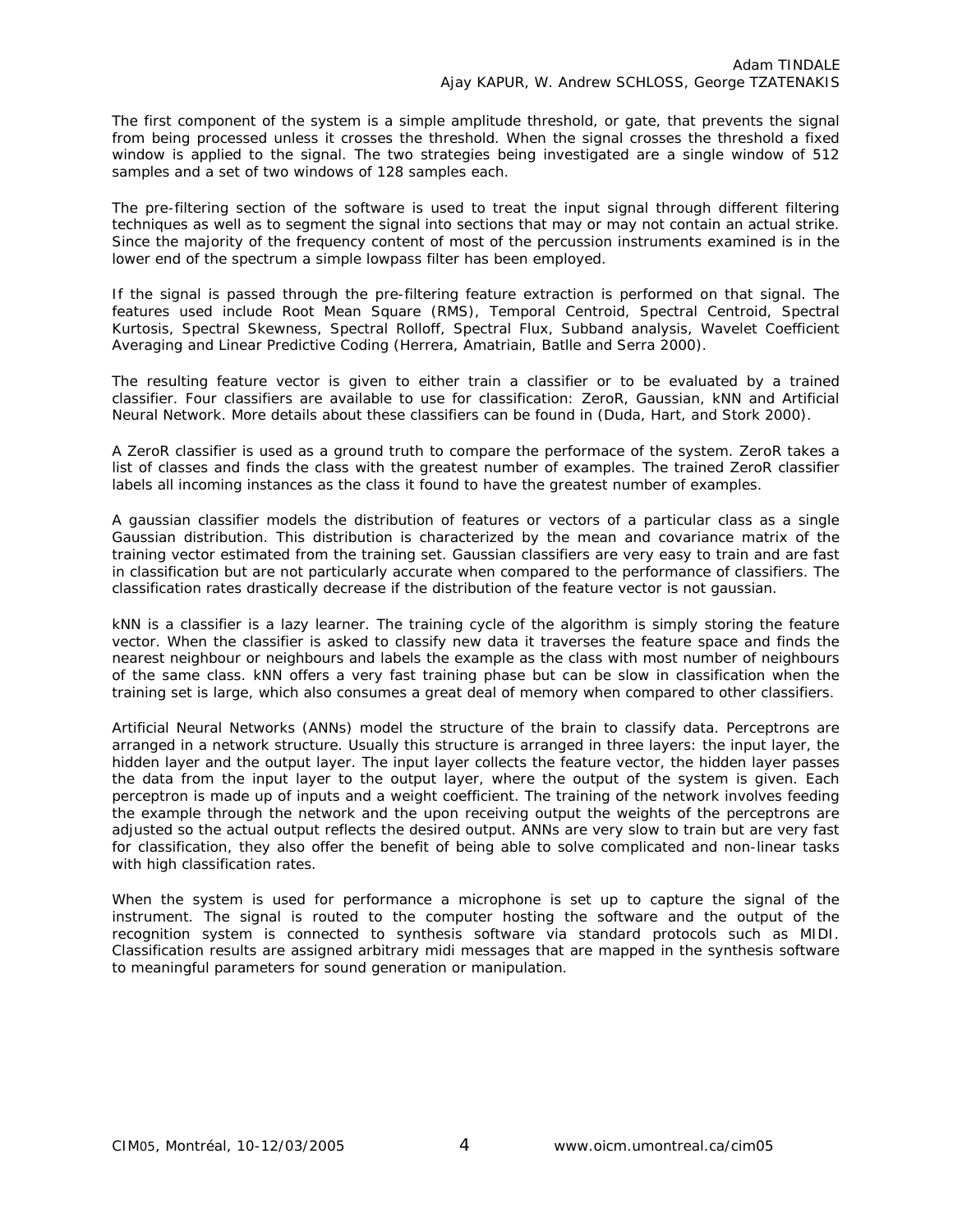The first component of the system is a simple amplitude threshold, or gate, that prevents the signal from being processed unless it crosses the threshold. When the signal crosses the threshold a fixed window is applied to the signal. The two strategies being investigated are a single window of 512 samples and a set of two windows of 128 samples each.

The pre-filtering section of the software is used to treat the input signal through different filtering techniques as well as to segment the signal into sections that may or may not contain an actual strike. Since the majority of the frequency content of most of the percussion instruments examined is in the lower end of the spectrum a simple lowpass filter has been employed.

If the signal is passed through the pre-filtering feature extraction is performed on that signal. The features used include Root Mean Square (RMS), Temporal Centroid, Spectral Centroid, Spectral Kurtosis, Spectral Skewness, Spectral Rolloff, Spectral Flux, Subband analysis, Wavelet Coefficient Averaging and Linear Predictive Coding (Herrera, Amatriain, Batlle and Serra 2000).

The resulting feature vector is given to either train a classifier or to be evaluated by a trained classifier. Four classifiers are available to use for classification: ZeroR, Gaussian, kNN and Artificial Neural Network. More details about these classifiers can be found in (Duda, Hart, and Stork 2000).

A ZeroR classifier is used as a ground truth to compare the performace of the system. ZeroR takes a list of classes and finds the class with the greatest number of examples. The trained ZeroR classifier labels all incoming instances as the class it found to have the greatest number of examples.

A gaussian classifier models the distribution of features or vectors of a particular class as a single Gaussian distribution. This distribution is characterized by the mean and covariance matrix of the training vector estimated from the training set. Gaussian classifiers are very easy to train and are fast in classification but are not particularly accurate when compared to the performance of classifiers. The classification rates drastically decrease if the distribution of the feature vector is not gaussian.

kNN is a classifier is a lazy learner. The training cycle of the algorithm is simply storing the feature vector. When the classifier is asked to classify new data it traverses the feature space and finds the nearest neighbour or neighbours and labels the example as the class with most number of neighbours of the same class. kNN offers a very fast training phase but can be slow in classification when the training set is large, which also consumes a great deal of memory when compared to other classifiers.

Artificial Neural Networks (ANNs) model the structure of the brain to classify data. Perceptrons are arranged in a network structure. Usually this structure is arranged in three layers: the input layer, the hidden layer and the output layer. The input layer collects the feature vector, the hidden layer passes the data from the input layer to the output layer, where the output of the system is given. Each perceptron is made up of inputs and a weight coefficient. The training of the network involves feeding the example through the network and the upon receiving output the weights of the perceptrons are adjusted so the actual output reflects the desired output. ANNs are very slow to train but are very fast for classification, they also offer the benefit of being able to solve complicated and non-linear tasks with high classification rates.

When the system is used for performance a microphone is set up to capture the signal of the instrument. The signal is routed to the computer hosting the software and the output of the recognition system is connected to synthesis software via standard protocols such as MIDI. Classification results are assigned arbitrary midi messages that are mapped in the synthesis software to meaningful parameters for sound generation or manipulation.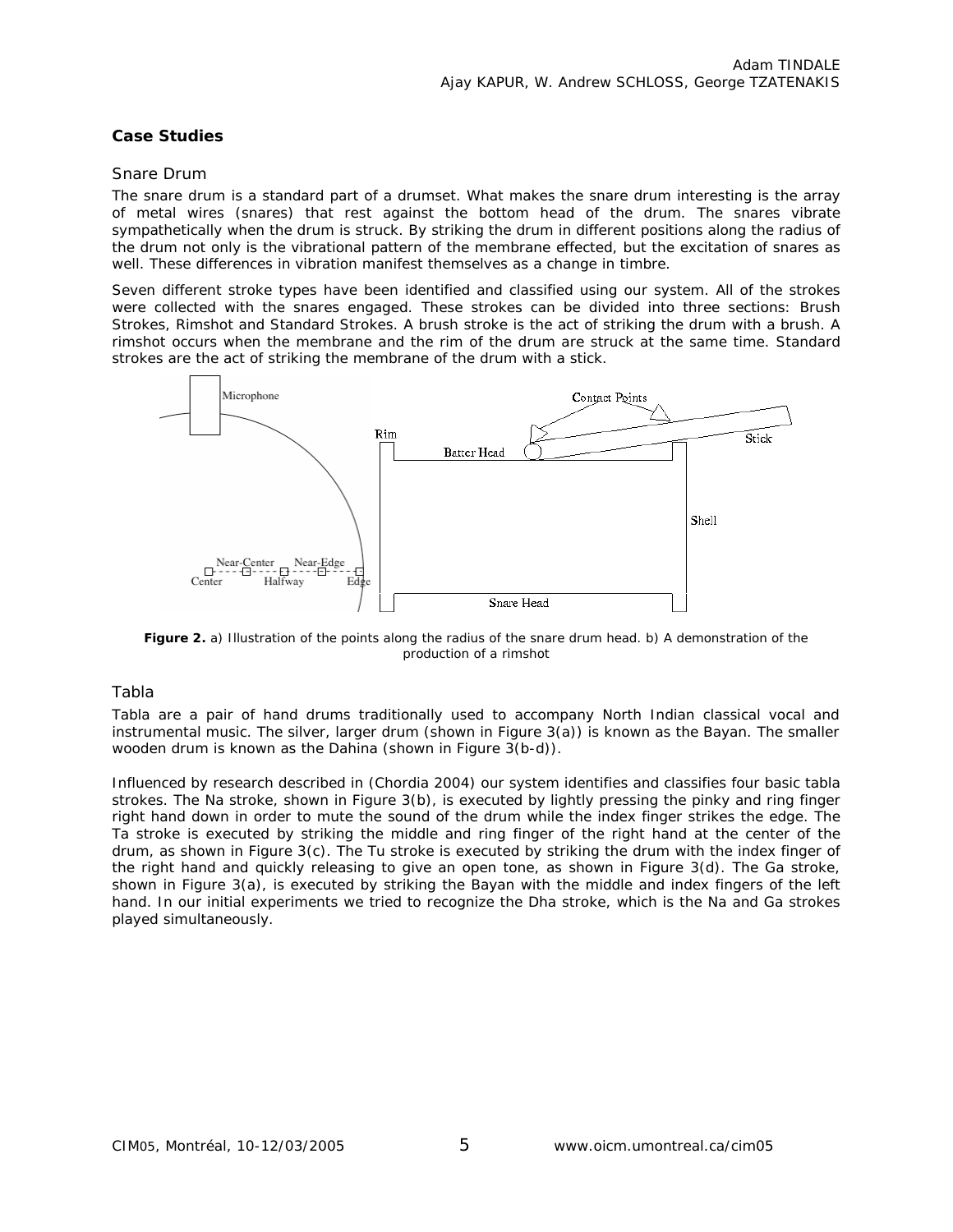### Case Studies

#### Snare Drum

The snare drum is a standard part of a drumset. What makes the snare drum interesting is the array of metal wires (snares) that rest against the bottom head of the drum. The snares vibrate sympathetically when the drum is struck. By striking the drum in different positions along the radius of the drum not only is the vibrational pattern of the membrane effected, but the excitation of snares as well. These differences in vibration manifest themselves as a change in timbre.

Seven different stroke types have been identified and classified using our system. All of the strokes were collected with the snares engaged. These strokes can be divided into three sections: Brush Strokes, Rimshot and Standard Strokes. A brush stroke is the act of striking the drum with a brush. A rimshot occurs when the membrane and the rim of the drum are struck at the same time. Standard strokes are the act of striking the membrane of the drum with a stick.

**Figure 2.** a) Illustration of the points along the radius of the snare drum head. b) A demonstration of the production of a rimshot

#### Tabla

Tabla are a pair of hand drums traditionally used to accompany North Indian classical vocal and instrumental music. The silver, larger drum (shown in Figure 3(a)) is known as the Bayan. The smaller wooden drum is known as the Dahina (shown in Figure 3(b-d)).

Influenced by research described in (Chordia 2004) our system identifies and classifies four basic tabla strokes. The Na stroke, shown in Figure 3(b), is executed by lightly pressing the pinky and ring finger right hand down in order to mute the sound of the drum while the index finger strikes the edge. The Ta stroke is executed by striking the middle and ring finger of the right hand at the center of the drum, as shown in Figure 3(c). The Tu stroke is executed by striking the drum with the index finger of the right hand and quickly releasing to give an open tone, as shown in Figure 3(d). The Ga stroke, shown in Figure 3(a), is executed by striking the Bayan with the middle and index fingers of the left hand. In our initial experiments we tried to recognize the Dha stroke, which is the Na and Ga strokes played simultaneously.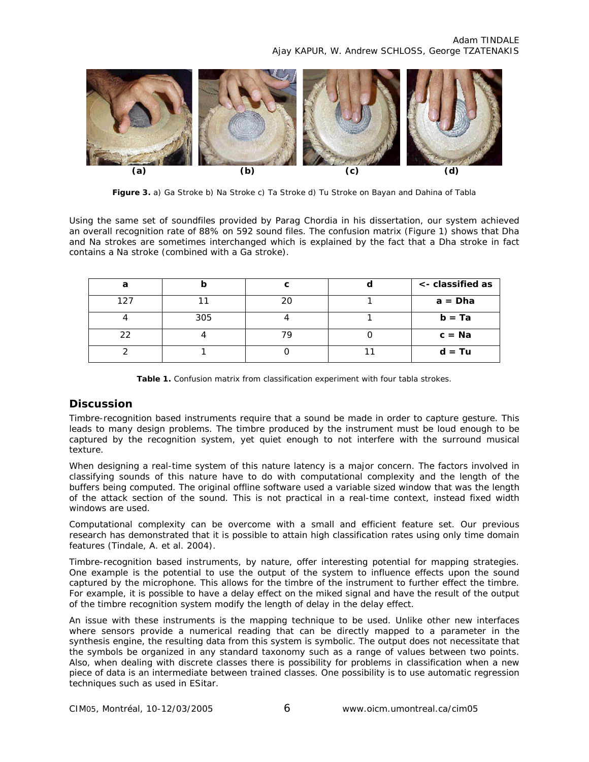(a) (b) (c) (d)

**Figure 3.** a) Ga Stroke b) Na Stroke c) Ta Stroke d) Tu Stroke on Bayan and Dahina of Tabla

Using the same set of soundfiles provided by Parag Chordia in his dissertation, our system achieved an overall recognition rate of 88% on 592 sound files. The confusion matrix (Figure 1) shows that Dha and Na strokes are sometimes interchanged which is explained by the fact that a Dha stroke in fact contains a Na stroke (combined with a Ga stroke).

| a | b | c | d | <- classified as |
|---|---|---|---|---|
| 127 | 11 | 20 | 1 | **a = Dha** |
| 4 | 305 | 4 | 1 | **b = Ta** |
| 22 | 4 | 79 | 0 | **c = Na** |
| 2 | 1 | 0 | 11 | **d = Tu** |

**Table 1.** Confusion matrix from classification experiment with four tabla strokes.

## Discussion

Timbre-recognition based instruments require that a sound be made in order to capture gesture. This leads to many design problems. The timbre produced by the instrument must be loud enough to be captured by the recognition system, yet quiet enough to not interfere with the surround musical texture.

When designing a real-time system of this nature latency is a major concern. The factors involved in classifying sounds of this nature have to do with computational complexity and the length of the buffers being computed. The original offline software used a variable sized window that was the length of the attack section of the sound. This is not practical in a real-time context, instead fixed width windows are used.

Computational complexity can be overcome with a small and efficient feature set. Our previous research has demonstrated that it is possible to attain high classification rates using only time domain features (Tindale, A. et al. 2004).

Timbre-recognition based instruments, by nature, offer interesting potential for mapping strategies. One example is the potential to use the output of the system to influence effects upon the sound captured by the microphone. This allows for the timbre of the instrument to further effect the timbre. For example, it is possible to have a delay effect on the miked signal and have the result of the output of the timbre recognition system modify the length of delay in the delay effect.

An issue with these instruments is the mapping technique to be used. Unlike other new interfaces where sensors provide a numerical reading that can be directly mapped to a parameter in the synthesis engine, the resulting data from this system is symbolic. The output does not necessitate that the symbols be organized in any standard taxonomy such as a range of values between two points. Also, when dealing with discrete classes there is possibility for problems in classification when a new piece of data is an intermediate between trained classes. One possibility is to use automatic regression techniques such as used in ESitar.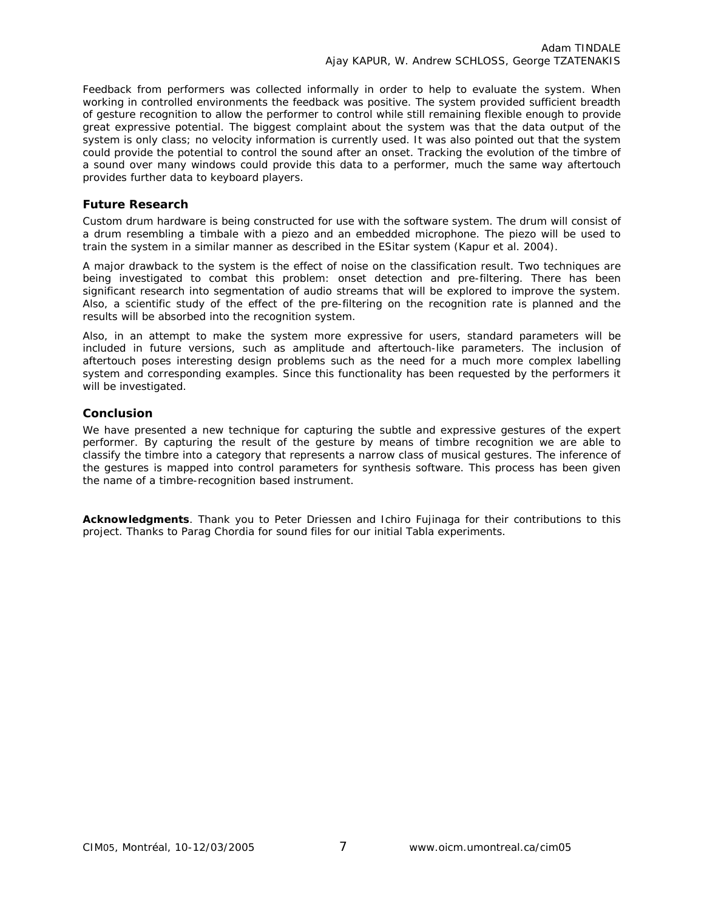Feedback from performers was collected informally in order to help to evaluate the system. When working in controlled environments the feedback was positive. The system provided sufficient breadth of gesture recognition to allow the performer to control while still remaining flexible enough to provide great expressive potential. The biggest complaint about the system was that the data output of the system is only class; no velocity information is currently used. It was also pointed out that the system could provide the potential to control the sound after an onset. Tracking the evolution of the timbre of a sound over many windows could provide this data to a performer, much the same way aftertouch provides further data to keyboard players.

### Future Research

Custom drum hardware is being constructed for use with the software system. The drum will consist of a drum resembling a timbale with a piezo and an embedded microphone. The piezo will be used to train the system in a similar manner as described in the ESitar system (Kapur et al. 2004).

A major drawback to the system is the effect of noise on the classification result. Two techniques are being investigated to combat this problem: onset detection and pre-filtering. There has been significant research into segmentation of audio streams that will be explored to improve the system. Also, a scientific study of the effect of the pre-filtering on the recognition rate is planned and the results will be absorbed into the recognition system.

Also, in an attempt to make the system more expressive for users, standard parameters will be included in future versions, such as amplitude and aftertouch-like parameters. The inclusion of aftertouch poses interesting design problems such as the need for a much more complex labelling system and corresponding examples. Since this functionality has been requested by the performers it will be investigated.

### Conclusion

We have presented a new technique for capturing the subtle and expressive gestures of the expert performer. By capturing the result of the gesture by means of timbre recognition we are able to classify the timbre into a category that represents a narrow class of musical gestures. The inference of the gestures is mapped into control parameters for synthesis software. This process has been given the name of a timbre-recognition based instrument.

**Acknowledgments**. Thank you to Peter Driessen and Ichiro Fujinaga for their contributions to this project. Thanks to Parag Chordia for sound files for our initial Tabla experiments.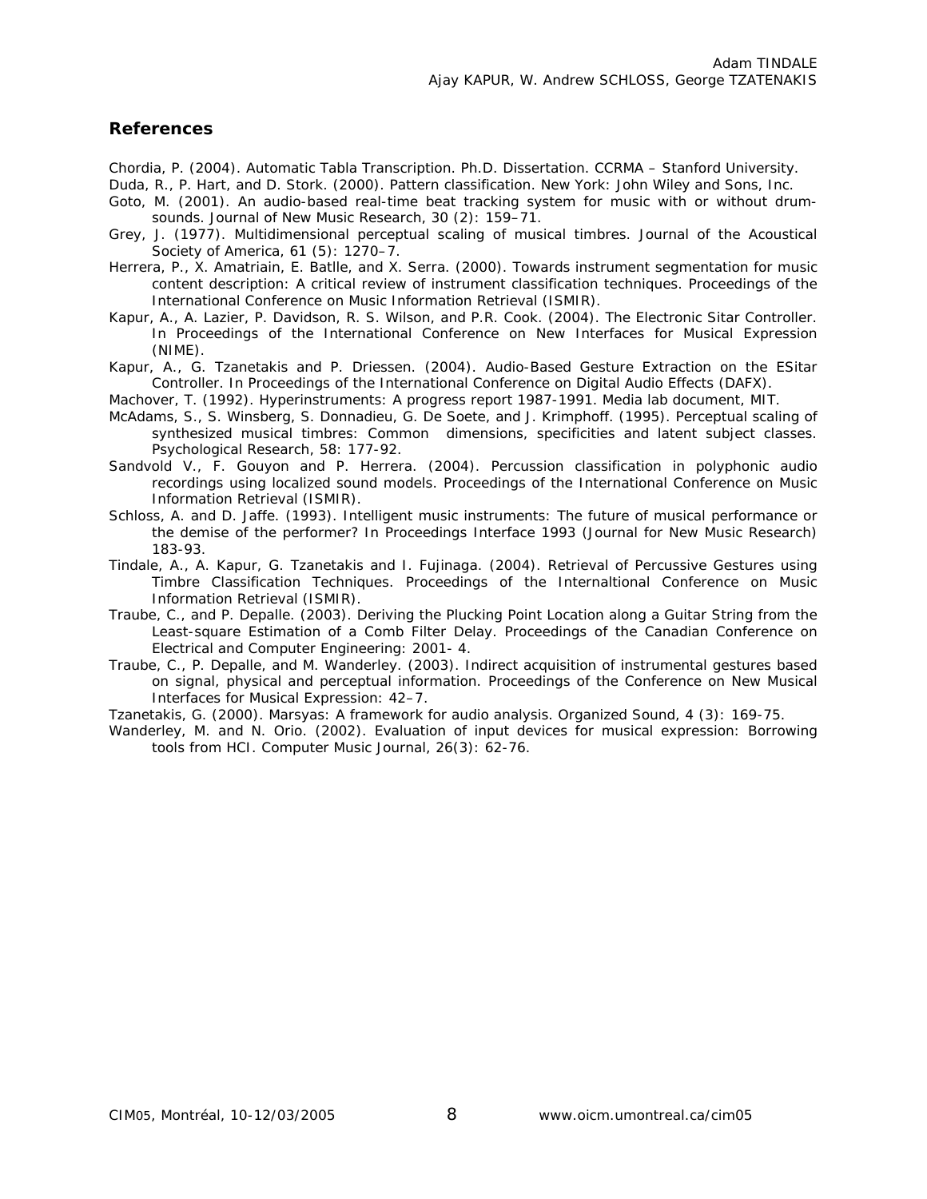## References

Chordia, P. (2004). Automatic Tabla Transcription. Ph.D. Dissertation. CCRMA – Stanford University.

Duda, R., P. Hart, and D. Stork. (2000). Pattern classification. New York: John Wiley and Sons, Inc.

Goto, M. (2001). An audio-based real-time beat tracking system for music with or without drum-sounds. Journal of New Music Research, 30 (2): 159–71.

Grey, J. (1977). Multidimensional perceptual scaling of musical timbres. Journal of the Acoustical Society of America, 61 (5): 1270–7.

Herrera, P., X. Amatriain, E. Batlle, and X. Serra. (2000). Towards instrument segmentation for music content description: A critical review of instrument classification techniques. Proceedings of the International Conference on Music Information Retrieval (ISMIR).

Kapur, A., A. Lazier, P. Davidson, R. S. Wilson, and P.R. Cook. (2004). The Electronic Sitar Controller. In Proceedings of the International Conference on New Interfaces for Musical Expression (NIME).

Kapur, A., G. Tzanetakis and P. Driessen. (2004). Audio-Based Gesture Extraction on the ESitar Controller. In Proceedings of the International Conference on Digital Audio Effects (DAFX).

Machover, T. (1992). Hyperinstruments: A progress report 1987-1991. Media lab document, MIT.

McAdams, S., S. Winsberg, S. Donnadieu, G. De Soete, and J. Krimphoff. (1995). Perceptual scaling of synthesized musical timbres: Common dimensions, specificities and latent subject classes. Psychological Research, 58: 177-92.

Sandvold V., F. Gouyon and P. Herrera. (2004). Percussion classification in polyphonic audio recordings using localized sound models. Proceedings of the International Conference on Music Information Retrieval (ISMIR).

Schloss, A. and D. Jaffe. (1993). Intelligent music instruments: The future of musical performance or the demise of the performer? In Proceedings Interface 1993 (Journal for New Music Research) 183-93.

Tindale, A., A. Kapur, G. Tzanetakis and I. Fujinaga. (2004). Retrieval of Percussive Gestures using Timbre Classification Techniques. Proceedings of the Internaltional Conference on Music Information Retrieval (ISMIR).

Traube, C., and P. Depalle. (2003). Deriving the Plucking Point Location along a Guitar String from the Least-square Estimation of a Comb Filter Delay. Proceedings of the Canadian Conference on Electrical and Computer Engineering: 2001- 4.

Traube, C., P. Depalle, and M. Wanderley. (2003). Indirect acquisition of instrumental gestures based on signal, physical and perceptual information. Proceedings of the Conference on New Musical Interfaces for Musical Expression: 42–7.

Tzanetakis, G. (2000). Marsyas: A framework for audio analysis. Organized Sound, 4 (3): 169-75.

Wanderley, M. and N. Orio. (2002). Evaluation of input devices for musical expression: Borrowing tools from HCI. Computer Music Journal, 26(3): 62-76.